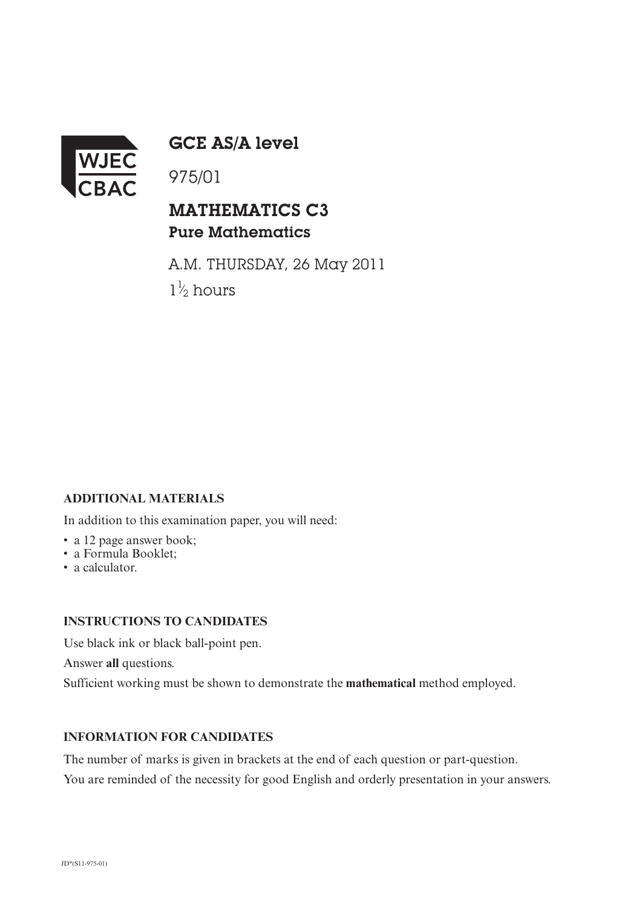WJEC CBAC

# GCE AS/A level

975/01

## MATHEMATICS C3

### Pure Mathematics

A.M. THURSDAY, 26 May 2011

$1\frac{1}{2}$ hours

**ADDITIONAL MATERIALS**

In addition to this examination paper, you will need:

- a 12 page answer book;
- a Formula Booklet;
- a calculator.

**INSTRUCTIONS TO CANDIDATES**

Use black ink or black ball-point pen.

Answer **all** questions.

Sufficient working must be shown to demonstrate the **mathematical** method employed.

**INFORMATION FOR CANDIDATES**

The number of marks is given in brackets at the end of each question or part-question.

You are reminded of the necessity for good English and orderly presentation in your answers.

JD*(S11-975-01)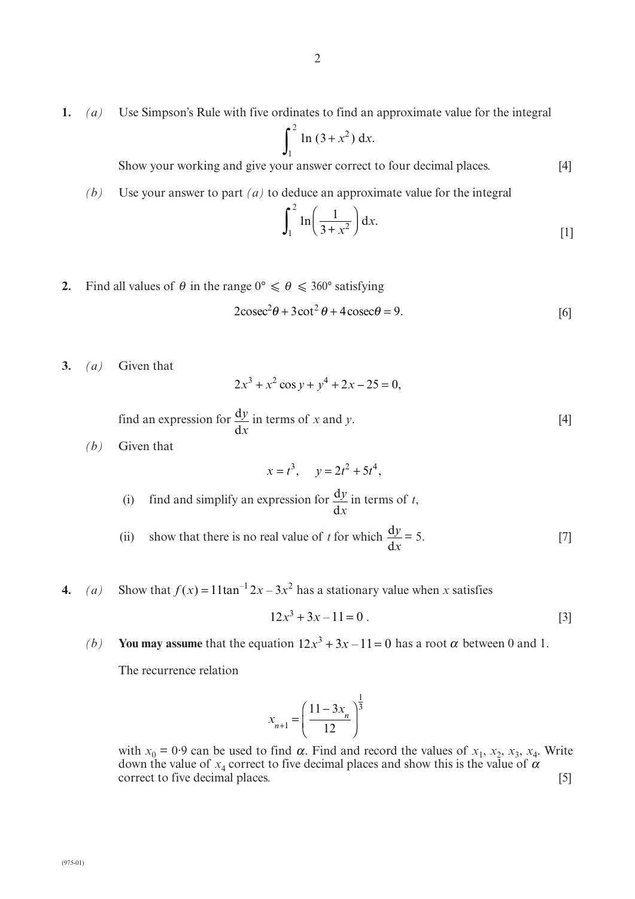**1.** *(a)* Use Simpson's Rule with five ordinates to find an approximate value for the integral

$$\int_1^2 \ln(3+x^2)\,\mathrm{d}x.$$

Show your working and give your answer correct to four decimal places. [4]

*(b)* Use your answer to part *(a)* to deduce an approximate value for the integral

$$\int_1^2 \ln\left(\frac{1}{3+x^2}\right)\mathrm{d}x.$$

[1]

**2.** Find all values of $\theta$ in the range $0° \leqslant \theta \leqslant 360°$ satisfying

$$2\operatorname{cosec}^2\theta + 3\cot^2\theta + 4\operatorname{cosec}\theta = 9.$$

[6]

**3.** *(a)* Given that

$$2x^3 + x^2\cos y + y^4 + 2x - 25 = 0,$$

find an expression for $\dfrac{\mathrm{d}y}{\mathrm{d}x}$ in terms of $x$ and $y$. [4]

*(b)* Given that

$$x = t^3, \quad y = 2t^2 + 5t^4,$$

(i) find and simplify an expression for $\dfrac{\mathrm{d}y}{\mathrm{d}x}$ in terms of $t$,

(ii) show that there is no real value of $t$ for which $\dfrac{\mathrm{d}y}{\mathrm{d}x} = 5$. [7]

**4.** *(a)* Show that $f(x) = 11\tan^{-1}2x - 3x^2$ has a stationary value when $x$ satisfies

$$12x^3 + 3x - 11 = 0\,.$$

[3]

*(b)* **You may assume** that the equation $12x^3 + 3x - 11 = 0$ has a root $\alpha$ between 0 and 1.

The recurrence relation

$$x_{n+1} = \left(\frac{11-3x_n}{12}\right)^{\frac{1}{3}}$$

with $x_0 = 0{\cdot}9$ can be used to find $\alpha$. Find and record the values of $x_1$, $x_2$, $x_3$, $x_4$. Write down the value of $x_4$ correct to five decimal places and show this is the value of $\alpha$ correct to five decimal places. [5]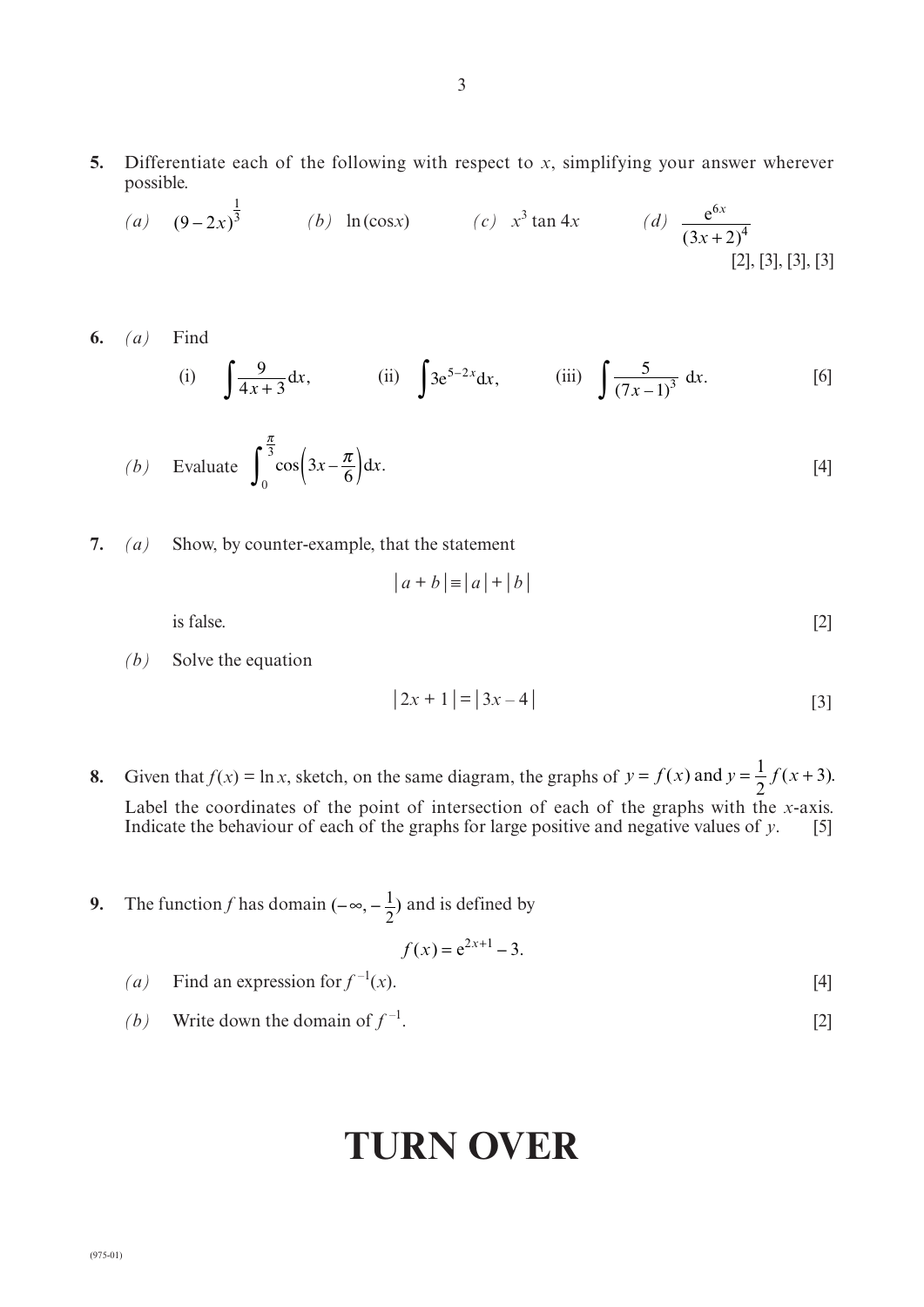**5.** Differentiate each of the following with respect to $x$, simplifying your answer wherever possible.

*(a)* $(9-2x)^{\frac{1}{3}}$  *(b)* $\ln(\cos x)$  *(c)* $x^3 \tan 4x$  *(d)* $\dfrac{e^{6x}}{(3x+2)^4}$

[2], [3], [3], [3]

**6.** *(a)* Find

(i) $\displaystyle\int \frac{9}{4x+3}\,dx$,  (ii) $\displaystyle\int 3e^{5-2x}\,dx$,  (iii) $\displaystyle\int \frac{5}{(7x-1)^3}\,dx$. [6]

*(b)* Evaluate $\displaystyle\int_0^{\frac{\pi}{3}} \cos\left(3x - \frac{\pi}{6}\right)dx$. [4]

**7.** *(a)* Show, by counter-example, that the statement

$$|a+b| \equiv |a| + |b|$$

is false. [2]

*(b)* Solve the equation

$$|2x+1| = |3x-4|$$ [3]

**8.** Given that $f(x) = \ln x$, sketch, on the same diagram, the graphs of $y = f(x)$ and $y = \frac{1}{2}f(x+3)$. Label the coordinates of the point of intersection of each of the graphs with the $x$-axis. Indicate the behaviour of each of the graphs for large positive and negative values of $y$. [5]

**9.** The function $f$ has domain $(-\infty, -\frac{1}{2})$ and is defined by

$$f(x) = e^{2x+1} - 3.$$

*(a)* Find an expression for $f^{-1}(x)$. [4]

*(b)* Write down the domain of $f^{-1}$. [2]

# TURN OVER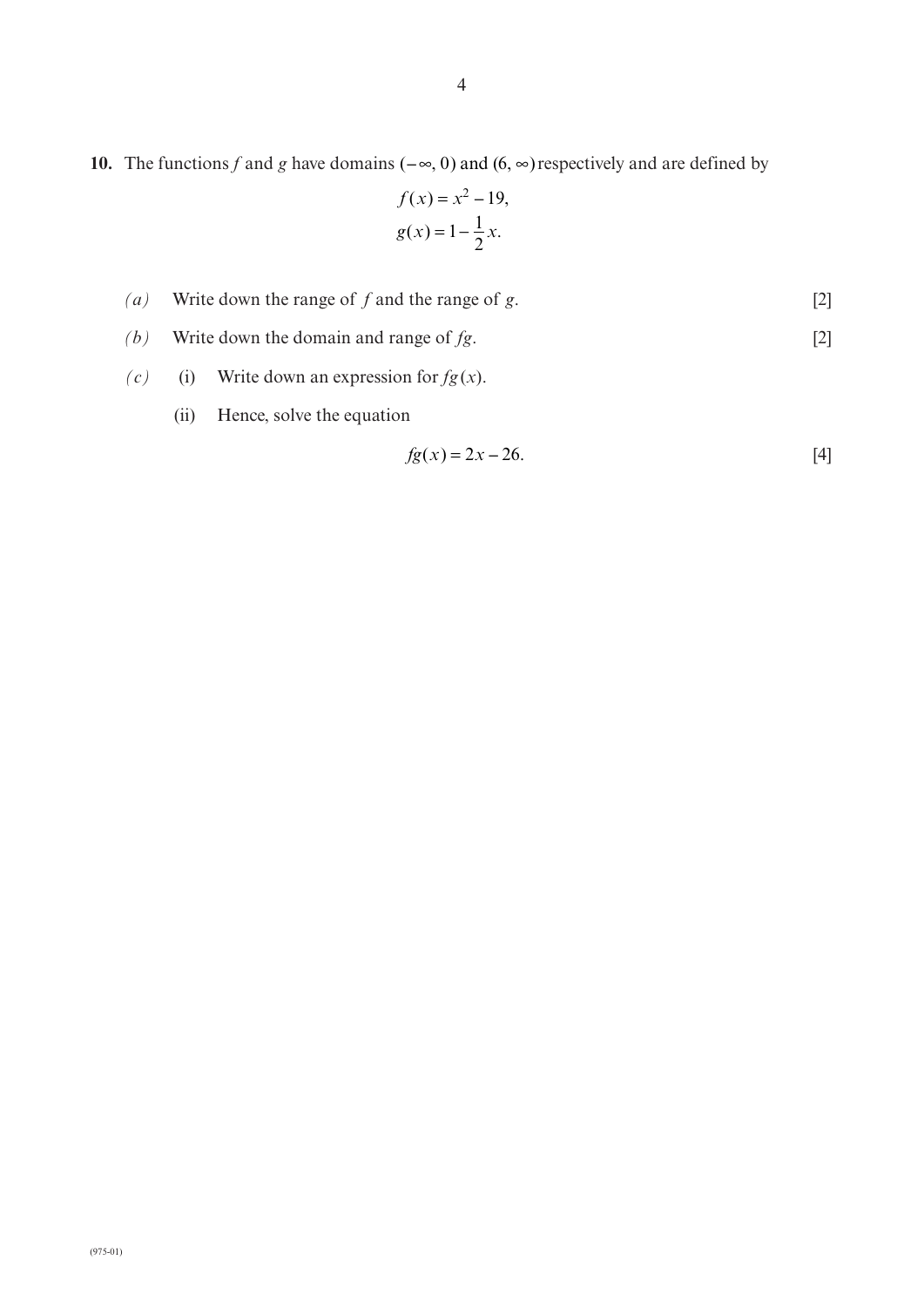**10.** The functions $f$ and $g$ have domains $(-\infty, 0)$ and $(6, \infty)$ respectively and are defined by

$$f(x) = x^2 - 19,$$
$$g(x) = 1 - \frac{1}{2}x.$$

*(a)* Write down the range of $f$ and the range of $g$. [2]

*(b)* Write down the domain and range of $fg$. [2]

*(c)* (i) Write down an expression for $fg(x)$.

(ii) Hence, solve the equation

$$fg(x) = 2x - 26.$$ [4]

(975-01)